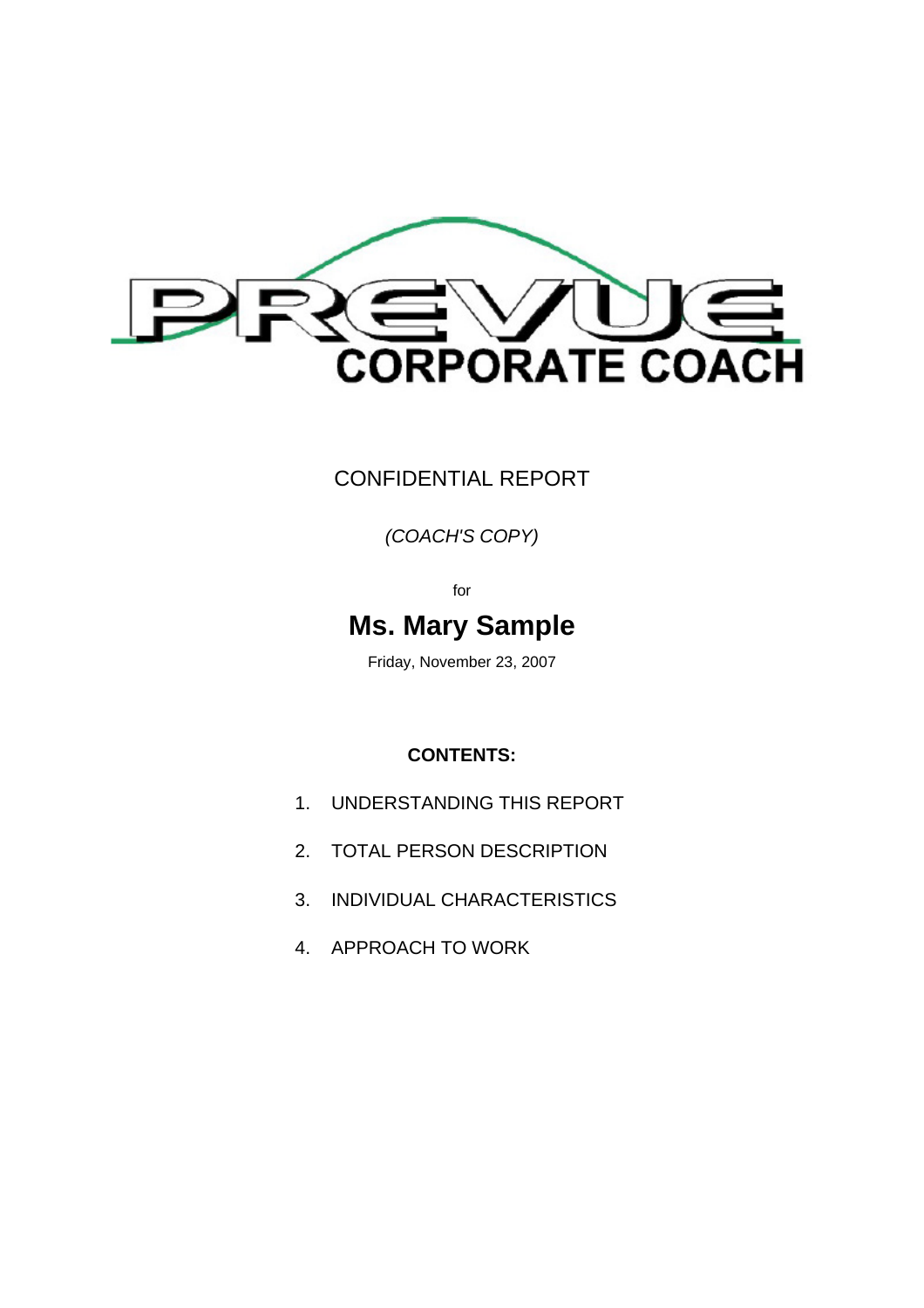PREVUE

CORPORATE COACH

CONFIDENTIAL REPORT

*(COACH'S COPY)*

for

# Ms. Mary Sample

Friday, November 23, 2007

**CONTENTS:**

1. UNDERSTANDING THIS REPORT
2. TOTAL PERSON DESCRIPTION
3. INDIVIDUAL CHARACTERISTICS
4. APPROACH TO WORK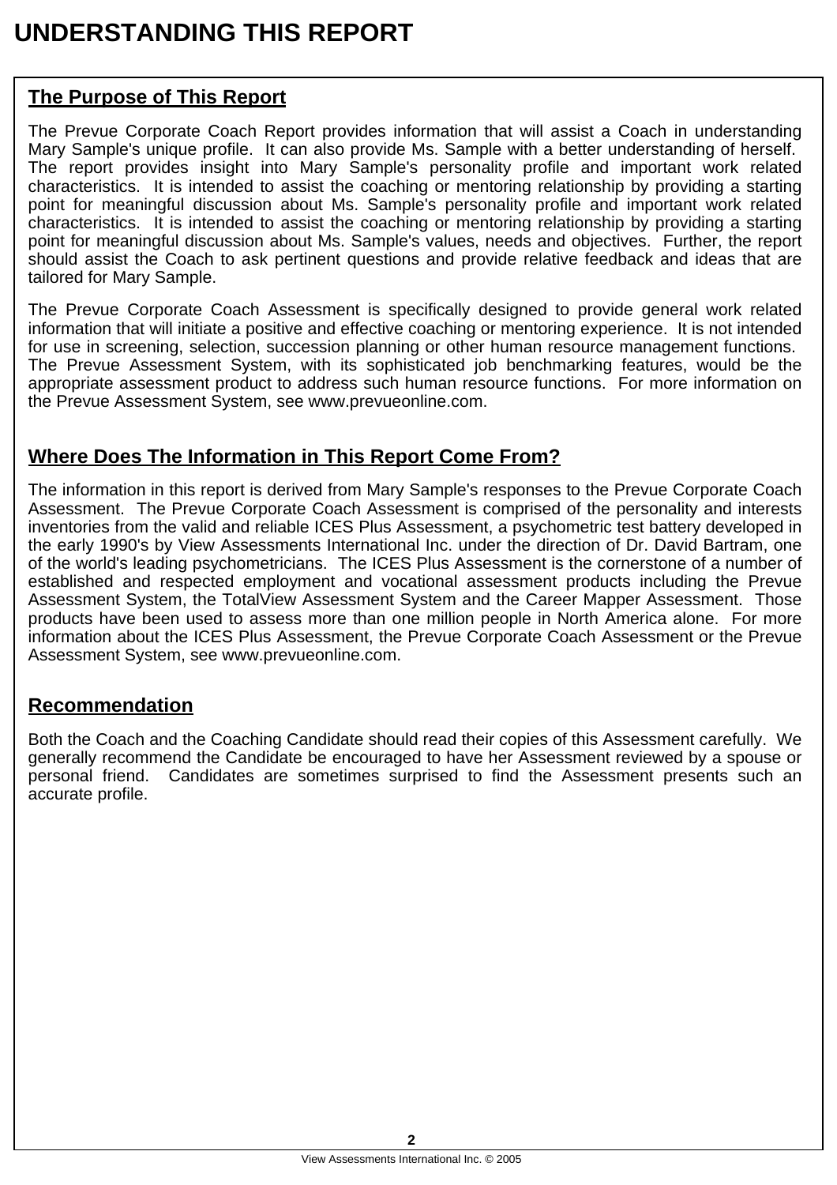# UNDERSTANDING THIS REPORT

## The Purpose of This Report

The Prevue Corporate Coach Report provides information that will assist a Coach in understanding Mary Sample's unique profile. It can also provide Ms. Sample with a better understanding of herself. The report provides insight into Mary Sample's personality profile and important work related characteristics. It is intended to assist the coaching or mentoring relationship by providing a starting point for meaningful discussion about Ms. Sample's personality profile and important work related characteristics. It is intended to assist the coaching or mentoring relationship by providing a starting point for meaningful discussion about Ms. Sample's values, needs and objectives. Further, the report should assist the Coach to ask pertinent questions and provide relative feedback and ideas that are tailored for Mary Sample.

The Prevue Corporate Coach Assessment is specifically designed to provide general work related information that will initiate a positive and effective coaching or mentoring experience. It is not intended for use in screening, selection, succession planning or other human resource management functions. The Prevue Assessment System, with its sophisticated job benchmarking features, would be the appropriate assessment product to address such human resource functions. For more information on the Prevue Assessment System, see www.prevueonline.com.

## Where Does The Information in This Report Come From?

The information in this report is derived from Mary Sample's responses to the Prevue Corporate Coach Assessment. The Prevue Corporate Coach Assessment is comprised of the personality and interests inventories from the valid and reliable ICES Plus Assessment, a psychometric test battery developed in the early 1990's by View Assessments International Inc. under the direction of Dr. David Bartram, one of the world's leading psychometricians. The ICES Plus Assessment is the cornerstone of a number of established and respected employment and vocational assessment products including the Prevue Assessment System, the TotalView Assessment System and the Career Mapper Assessment. Those products have been used to assess more than one million people in North America alone. For more information about the ICES Plus Assessment, the Prevue Corporate Coach Assessment or the Prevue Assessment System, see www.prevueonline.com.

## Recommendation

Both the Coach and the Coaching Candidate should read their copies of this Assessment carefully. We generally recommend the Candidate be encouraged to have her Assessment reviewed by a spouse or personal friend. Candidates are sometimes surprised to find the Assessment presents such an accurate profile.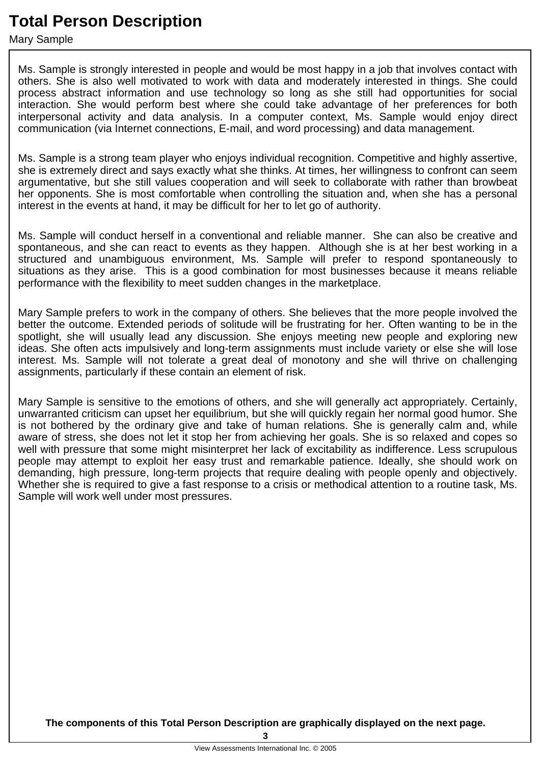# Total Person Description

Mary Sample

Ms. Sample is strongly interested in people and would be most happy in a job that involves contact with others. She is also well motivated to work with data and moderately interested in things. She could process abstract information and use technology so long as she still had opportunities for social interaction. She would perform best where she could take advantage of her preferences for both interpersonal activity and data analysis. In a computer context, Ms. Sample would enjoy direct communication (via Internet connections, E-mail, and word processing) and data management.

Ms. Sample is a strong team player who enjoys individual recognition. Competitive and highly assertive, she is extremely direct and says exactly what she thinks. At times, her willingness to confront can seem argumentative, but she still values cooperation and will seek to collaborate with rather than browbeat her opponents. She is most comfortable when controlling the situation and, when she has a personal interest in the events at hand, it may be difficult for her to let go of authority.

Ms. Sample will conduct herself in a conventional and reliable manner. She can also be creative and spontaneous, and she can react to events as they happen. Although she is at her best working in a structured and unambiguous environment, Ms. Sample will prefer to respond spontaneously to situations as they arise. This is a good combination for most businesses because it means reliable performance with the flexibility to meet sudden changes in the marketplace.

Mary Sample prefers to work in the company of others. She believes that the more people involved the better the outcome. Extended periods of solitude will be frustrating for her. Often wanting to be in the spotlight, she will usually lead any discussion. She enjoys meeting new people and exploring new ideas. She often acts impulsively and long-term assignments must include variety or else she will lose interest. Ms. Sample will not tolerate a great deal of monotony and she will thrive on challenging assignments, particularly if these contain an element of risk.

Mary Sample is sensitive to the emotions of others, and she will generally act appropriately. Certainly, unwarranted criticism can upset her equilibrium, but she will quickly regain her normal good humor. She is not bothered by the ordinary give and take of human relations. She is generally calm and, while aware of stress, she does not let it stop her from achieving her goals. She is so relaxed and copes so well with pressure that some might misinterpret her lack of excitability as indifference. Less scrupulous people may attempt to exploit her easy trust and remarkable patience. Ideally, she should work on demanding, high pressure, long-term projects that require dealing with people openly and objectively. Whether she is required to give a fast response to a crisis or methodical attention to a routine task, Ms. Sample will work well under most pressures.

**The components of this Total Person Description are graphically displayed on the next page.**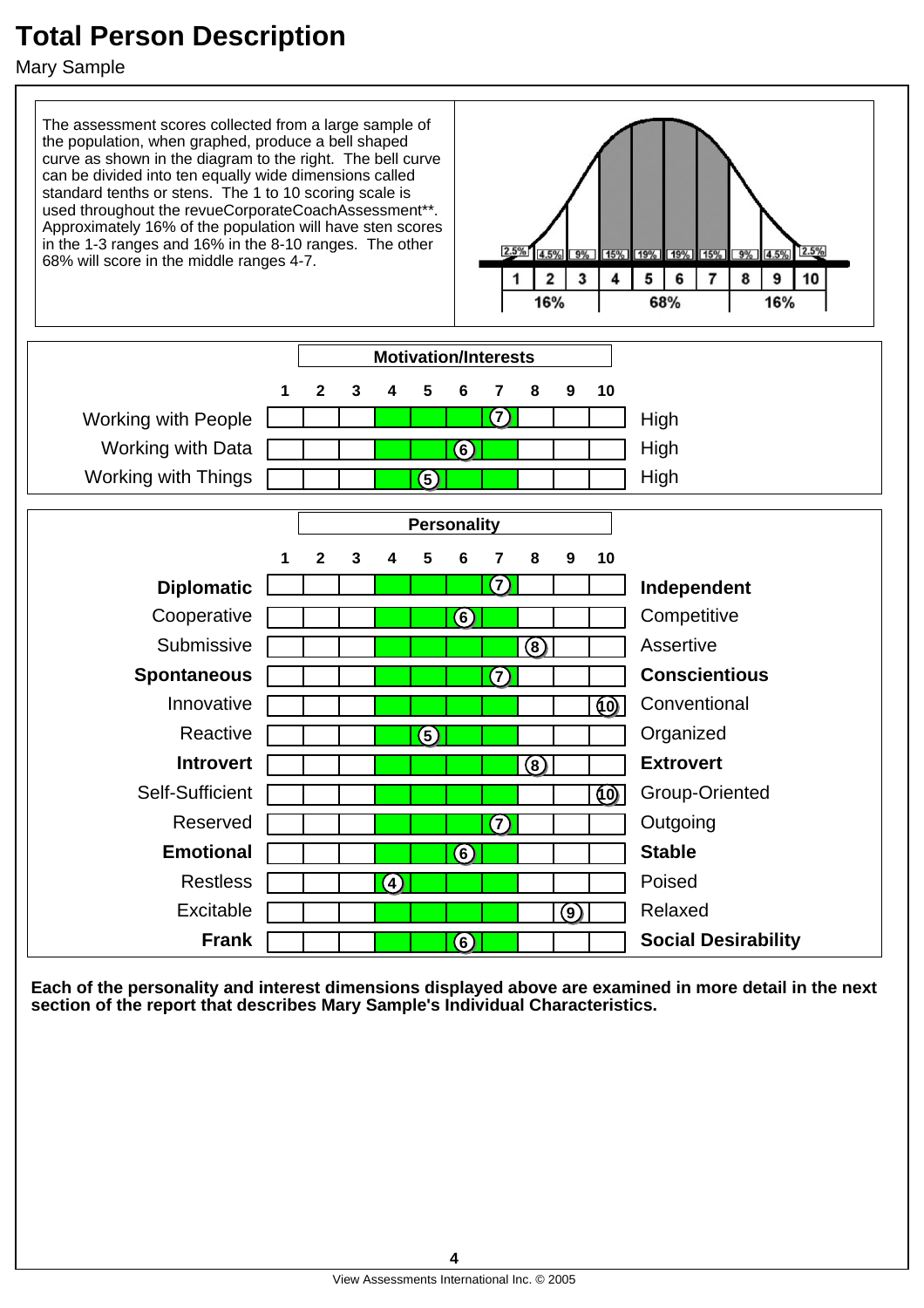# Total Person Description

Mary Sample

The assessment scores collected from a large sample of the population, when graphed, produce a bell shaped curve as shown in the diagram to the right. The bell curve can be divided into ten equally wide dimensions called standard tenths or stens. The 1 to 10 scoring scale is used throughout the revueCorporateCoachAssessment**. Approximately 16% of the population will have sten scores in the 1-3 ranges and 16% in the 8-10 ranges. The other 68% will score in the middle ranges 4-7.

| 1 | 2 | 3 | 4 | 5 | 6 | 7 | 8 | 9 | 10 |
|---|---|---|---|---|---|---|---|---|---|
| 2.5% | 4.5% | 9% | 15% | 19% | 19% | 15% | 9% | 4.5% | 2.5% |
| 16% | | | 68% | | | | 16% | | |

## Motivation/Interests

| | Score (1-10) | |
|---|---|---|
| Working with People | 7 | High |
| Working with Data | 6 | High |
| Working with Things | 5 | High |

## Personality

| | Score (1-10) | |
|---|---|---|
| **Diplomatic** | 7 | **Independent** |
| Cooperative | 6 | Competitive |
| Submissive | 8 | Assertive |
| **Spontaneous** | 7 | **Conscientious** |
| Innovative | 10 | Conventional |
| Reactive | 5 | Organized |
| **Introvert** | 8 | **Extrovert** |
| Self-Sufficient | 10 | Group-Oriented |
| Reserved | 7 | Outgoing |
| **Emotional** | 6 | **Stable** |
| Restless | 4 | Poised |
| Excitable | 9 | Relaxed |
| **Frank** | 6 | **Social Desirability** |

**Each of the personality and interest dimensions displayed above are examined in more detail in the next section of the report that describes Mary Sample's Individual Characteristics.**

View Assessments International Inc. © 2005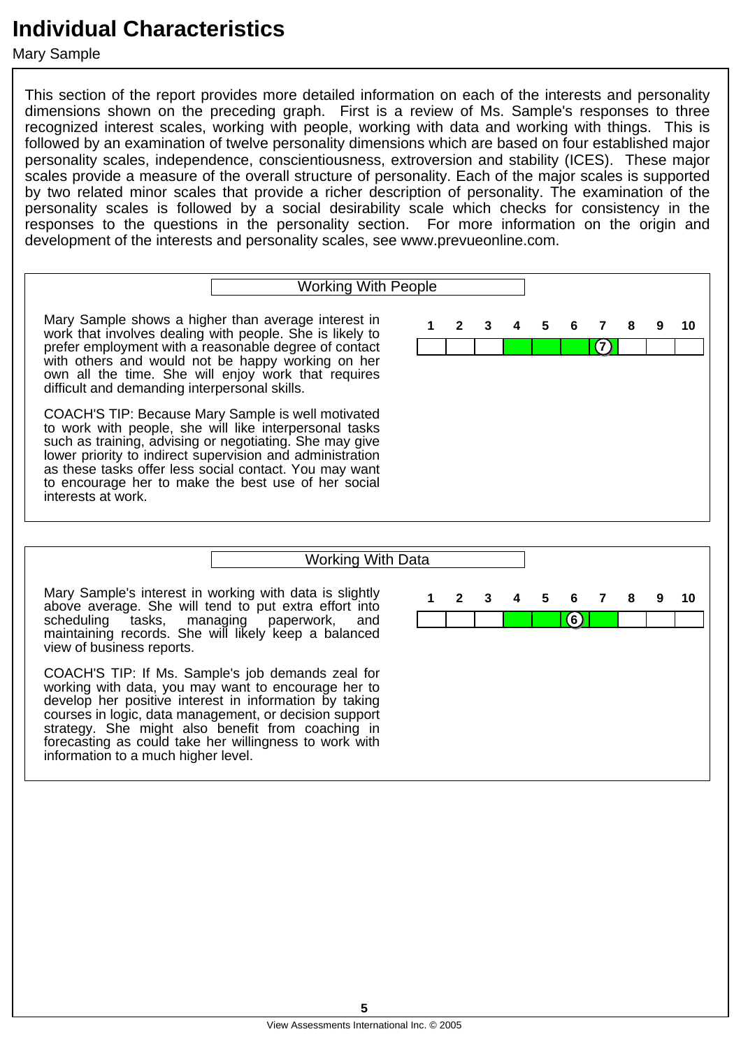# Individual Characteristics

Mary Sample

This section of the report provides more detailed information on each of the interests and personality dimensions shown on the preceding graph. First is a review of Ms. Sample's responses to three recognized interest scales, working with people, working with data and working with things. This is followed by an examination of twelve personality dimensions which are based on four established major personality scales, independence, conscientiousness, extroversion and stability (ICES). These major scales provide a measure of the overall structure of personality. Each of the major scales is supported by two related minor scales that provide a richer description of personality. The examination of the personality scales is followed by a social desirability scale which checks for consistency in the responses to the questions in the personality section. For more information on the origin and development of the interests and personality scales, see www.prevueonline.com.

## Working With People

| 1 | 2 | 3 | 4 | 5 | 6 | 7 | 8 | 9 | 10 |
|---|---|---|---|---|---|---|---|---|---|
| | | | | | | (7) | | | |

Mary Sample shows a higher than average interest in work that involves dealing with people. She is likely to prefer employment with a reasonable degree of contact with others and would not be happy working on her own all the time. She will enjoy work that requires difficult and demanding interpersonal skills.

COACH'S TIP: Because Mary Sample is well motivated to work with people, she will like interpersonal tasks such as training, advising or negotiating. She may give lower priority to indirect supervision and administration as these tasks offer less social contact. You may want to encourage her to make the best use of her social interests at work.

## Working With Data

| 1 | 2 | 3 | 4 | 5 | 6 | 7 | 8 | 9 | 10 |
|---|---|---|---|---|---|---|---|---|---|
| | | | | | (6) | | | | |

Mary Sample's interest in working with data is slightly above average. She will tend to put extra effort into scheduling tasks, managing paperwork, and maintaining records. She will likely keep a balanced view of business reports.

COACH'S TIP: If Ms. Sample's job demands zeal for working with data, you may want to encourage her to develop her positive interest in information by taking courses in logic, data management, or decision support strategy. She might also benefit from coaching in forecasting as could take her willingness to work with information to a much higher level.

View Assessments International Inc. © 2005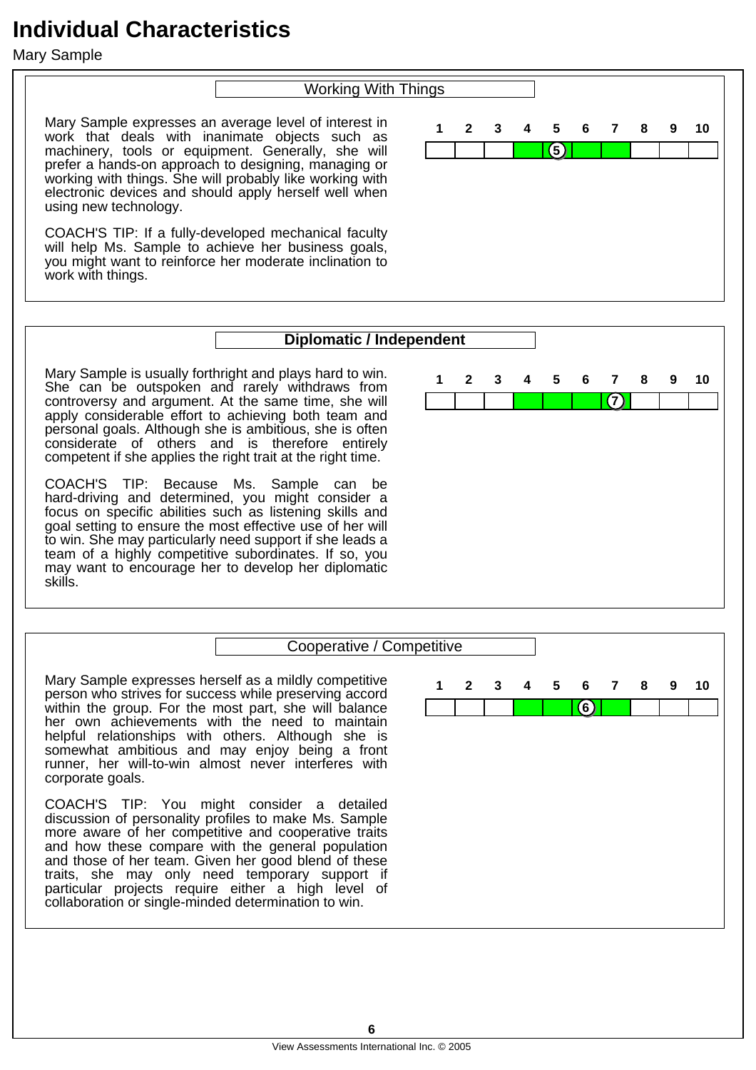# Individual Characteristics

Mary Sample

## Working With Things

Mary Sample expresses an average level of interest in work that deals with inanimate objects such as machinery, tools or equipment. Generally, she will prefer a hands-on approach to designing, managing or working with things. She will probably like working with electronic devices and should apply herself well when using new technology.

COACH'S TIP: If a fully-developed mechanical faculty will help Ms. Sample to achieve her business goals, you might want to reinforce her moderate inclination to work with things.

| 1 | 2 | 3 | 4 | 5 | 6 | 7 | 8 | 9 | 10 |
|---|---|---|---|---|---|---|---|---|---|
| | | | | 5 | | | | | |

## Diplomatic / Independent

Mary Sample is usually forthright and plays hard to win. She can be outspoken and rarely withdraws from controversy and argument. At the same time, she will apply considerable effort to achieving both team and personal goals. Although she is ambitious, she is often considerate of others and is therefore entirely competent if she applies the right trait at the right time.

COACH'S TIP: Because Ms. Sample can be hard-driving and determined, you might consider a focus on specific abilities such as listening skills and goal setting to ensure the most effective use of her will to win. She may particularly need support if she leads a team of a highly competitive subordinates. If so, you may want to encourage her to develop her diplomatic skills.

| 1 | 2 | 3 | 4 | 5 | 6 | 7 | 8 | 9 | 10 |
|---|---|---|---|---|---|---|---|---|---|
| | | | | | | 7 | | | |

## Cooperative / Competitive

Mary Sample expresses herself as a mildly competitive person who strives for success while preserving accord within the group. For the most part, she will balance her own achievements with the need to maintain helpful relationships with others. Although she is somewhat ambitious and may enjoy being a front runner, her will-to-win almost never interferes with corporate goals.

COACH'S TIP: You might consider a detailed discussion of personality profiles to make Ms. Sample more aware of her competitive and cooperative traits and how these compare with the general population and those of her team. Given her good blend of these traits, she may only need temporary support if particular projects require either a high level of collaboration or single-minded determination to win.

| 1 | 2 | 3 | 4 | 5 | 6 | 7 | 8 | 9 | 10 |
|---|---|---|---|---|---|---|---|---|---|
| | | | | | 6 | | | | |

View Assessments International Inc. © 2005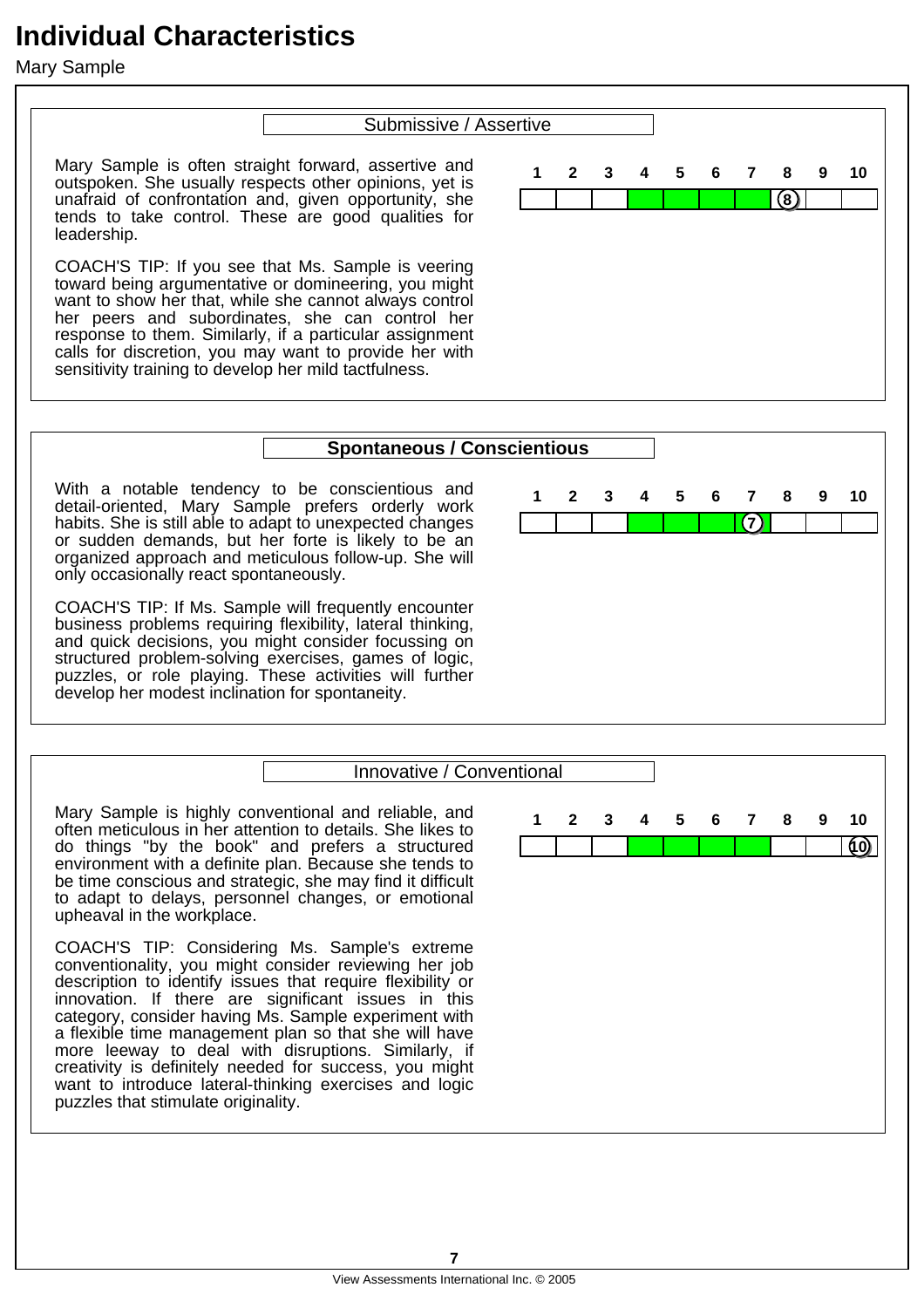# Individual Characteristics

Mary Sample

## Submissive / Assertive

Mary Sample is often straight forward, assertive and outspoken. She usually respects other opinions, yet is unafraid of confrontation and, given opportunity, she tends to take control. These are good qualities for leadership.

COACH'S TIP: If you see that Ms. Sample is veering toward being argumentative or domineering, you might want to show her that, while she cannot always control her peers and subordinates, she can control her response to them. Similarly, if a particular assignment calls for discretion, you may want to provide her with sensitivity training to develop her mild tactfulness.

| 1 | 2 | 3 | 4 | 5 | 6 | 7 | 8 | 9 | 10 |
|---|---|---|---|---|---|---|---|---|---|
| | | | | | | | 8 | | |

## Spontaneous / Conscientious

With a notable tendency to be conscientious and detail-oriented, Mary Sample prefers orderly work habits. She is still able to adapt to unexpected changes or sudden demands, but her forte is likely to be an organized approach and meticulous follow-up. She will only occasionally react spontaneously.

COACH'S TIP: If Ms. Sample will frequently encounter business problems requiring flexibility, lateral thinking, and quick decisions, you might consider focussing on structured problem-solving exercises, games of logic, puzzles, or role playing. These activities will further develop her modest inclination for spontaneity.

| 1 | 2 | 3 | 4 | 5 | 6 | 7 | 8 | 9 | 10 |
|---|---|---|---|---|---|---|---|---|---|
| | | | | | | 7 | | | |

## Innovative / Conventional

Mary Sample is highly conventional and reliable, and often meticulous in her attention to details. She likes to do things "by the book" and prefers a structured environment with a definite plan. Because she tends to be time conscious and strategic, she may find it difficult to adapt to delays, personnel changes, or emotional upheaval in the workplace.

COACH'S TIP: Considering Ms. Sample's extreme conventionality, you might consider reviewing her job description to identify issues that require flexibility or innovation. If there are significant issues in this category, consider having Ms. Sample experiment with a flexible time management plan so that she will have more leeway to deal with disruptions. Similarly, if creativity is definitely needed for success, you might want to introduce lateral-thinking exercises and logic puzzles that stimulate originality.

| 1 | 2 | 3 | 4 | 5 | 6 | 7 | 8 | 9 | 10 |
|---|---|---|---|---|---|---|---|---|---|
| | | | | | | | | | 10 |

View Assessments International Inc. © 2005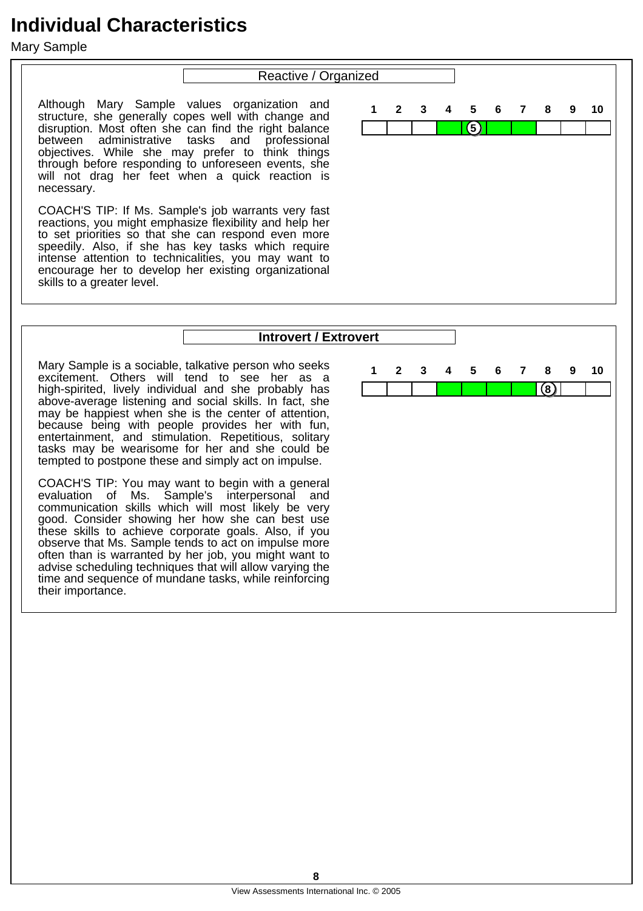# Individual Characteristics

Mary Sample

## Reactive / Organized

Although Mary Sample values organization and structure, she generally copes well with change and disruption. Most often she can find the right balance between administrative tasks and professional objectives. While she may prefer to think things through before responding to unforeseen events, she will not drag her feet when a quick reaction is necessary.

| 1 | 2 | 3 | 4 | 5 | 6 | 7 | 8 | 9 | 10 |
|---|---|---|---|---|---|---|---|---|---|
| | | | | 5 | | | | | |

COACH'S TIP: If Ms. Sample's job warrants very fast reactions, you might emphasize flexibility and help her to set priorities so that she can respond even more speedily. Also, if she has key tasks which require intense attention to technicalities, you may want to encourage her to develop her existing organizational skills to a greater level.

## Introvert / Extrovert

Mary Sample is a sociable, talkative person who seeks excitement. Others will tend to see her as a high-spirited, lively individual and she probably has above-average listening and social skills. In fact, she may be happiest when she is the center of attention, because being with people provides her with fun, entertainment, and stimulation. Repetitious, solitary tasks may be wearisome for her and she could be tempted to postpone these and simply act on impulse.

| 1 | 2 | 3 | 4 | 5 | 6 | 7 | 8 | 9 | 10 |
|---|---|---|---|---|---|---|---|---|---|
| | | | | | | | 8 | | |

COACH'S TIP: You may want to begin with a general evaluation of Ms. Sample's interpersonal and communication skills which will most likely be very good. Consider showing her how she can best use these skills to achieve corporate goals. Also, if you observe that Ms. Sample tends to act on impulse more often than is warranted by her job, you might want to advise scheduling techniques that will allow varying the time and sequence of mundane tasks, while reinforcing their importance.

View Assessments International Inc. © 2005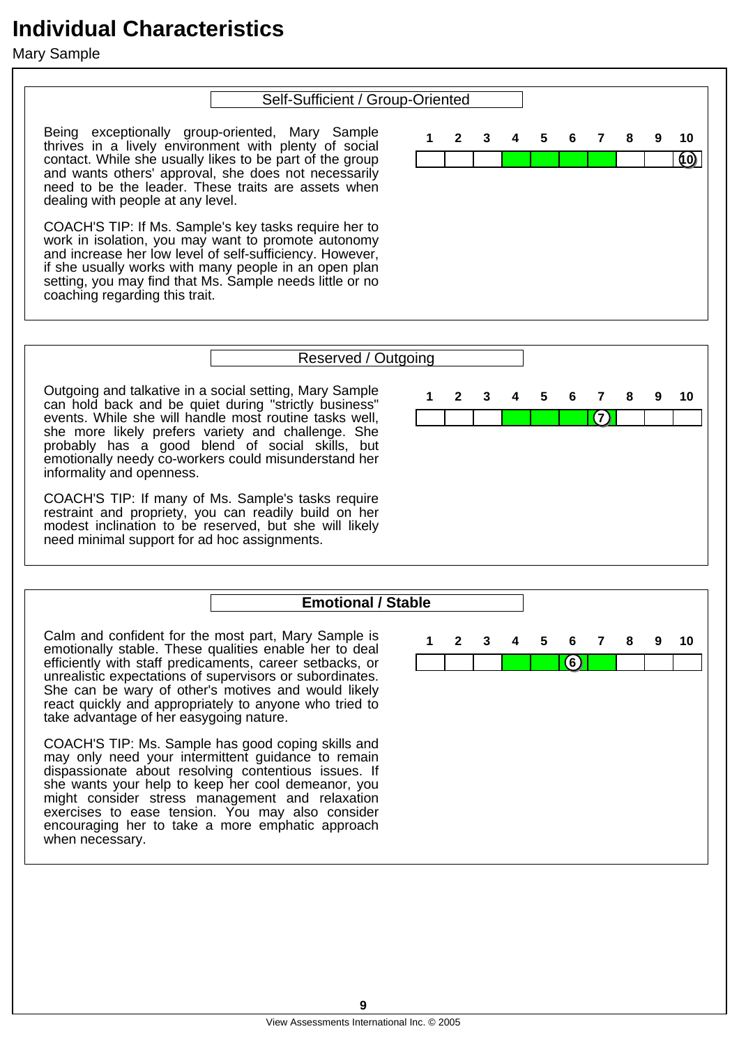# Individual Characteristics

Mary Sample

## Self-Sufficient / Group-Oriented

Being exceptionally group-oriented, Mary Sample thrives in a lively environment with plenty of social contact. While she usually likes to be part of the group and wants others' approval, she does not necessarily need to be the leader. These traits are assets when dealing with people at any level.

COACH'S TIP: If Ms. Sample's key tasks require her to work in isolation, you may want to promote autonomy and increase her low level of self-sufficiency. However, if she usually works with many people in an open plan setting, you may find that Ms. Sample needs little or no coaching regarding this trait.

| 1 | 2 | 3 | 4 | 5 | 6 | 7 | 8 | 9 | 10 |
|---|---|---|---|---|---|---|---|---|---|
| | | | | | | | | | 10 |

## Reserved / Outgoing

Outgoing and talkative in a social setting, Mary Sample can hold back and be quiet during "strictly business" events. While she will handle most routine tasks well, she more likely prefers variety and challenge. She probably has a good blend of social skills, but emotionally needy co-workers could misunderstand her informality and openness.

COACH'S TIP: If many of Ms. Sample's tasks require restraint and propriety, you can readily build on her modest inclination to be reserved, but she will likely need minimal support for ad hoc assignments.

| 1 | 2 | 3 | 4 | 5 | 6 | 7 | 8 | 9 | 10 |
|---|---|---|---|---|---|---|---|---|---|
| | | | | | | 7 | | | |

## Emotional / Stable

Calm and confident for the most part, Mary Sample is emotionally stable. These qualities enable her to deal efficiently with staff predicaments, career setbacks, or unrealistic expectations of supervisors or subordinates. She can be wary of other's motives and would likely react quickly and appropriately to anyone who tried to take advantage of her easygoing nature.

COACH'S TIP: Ms. Sample has good coping skills and may only need your intermittent guidance to remain dispassionate about resolving contentious issues. If she wants your help to keep her cool demeanor, you might consider stress management and relaxation exercises to ease tension. You may also consider encouraging her to take a more emphatic approach when necessary.

| 1 | 2 | 3 | 4 | 5 | 6 | 7 | 8 | 9 | 10 |
|---|---|---|---|---|---|---|---|---|---|
| | | | | | 6 | | | | |

View Assessments International Inc. © 2005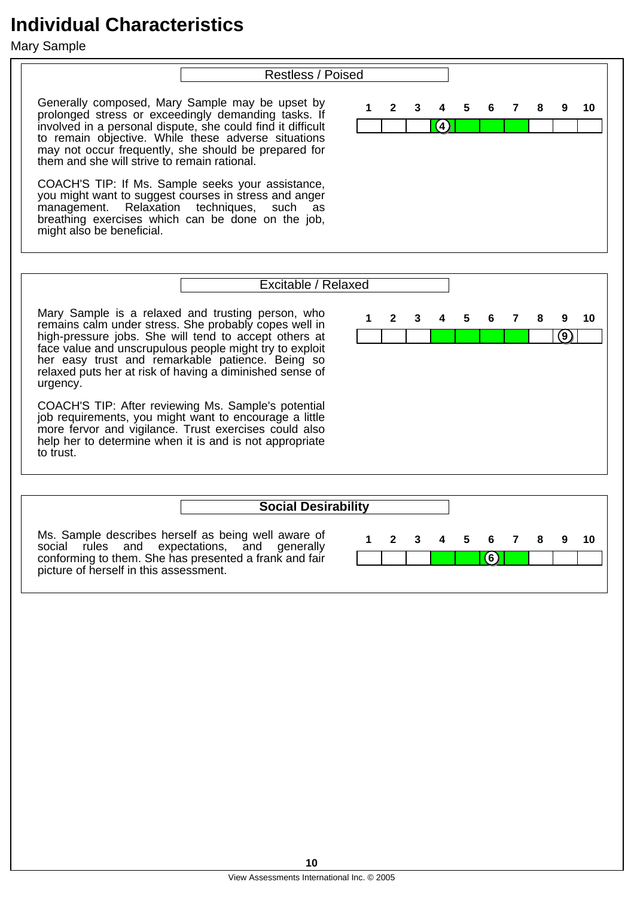# Individual Characteristics

Mary Sample

## Restless / Poised

Generally composed, Mary Sample may be upset by prolonged stress or exceedingly demanding tasks. If involved in a personal dispute, she could find it difficult to remain objective. While these adverse situations may not occur frequently, she should be prepared for them and she will strive to remain rational.

COACH'S TIP: If Ms. Sample seeks your assistance, you might want to suggest courses in stress and anger management. Relaxation techniques, such as breathing exercises which can be done on the job, might also be beneficial.

| 1 | 2 | 3 | 4 | 5 | 6 | 7 | 8 | 9 | 10 |
|---|---|---|---|---|---|---|---|---|---|
| | | | 4 | | | | | | |

## Excitable / Relaxed

Mary Sample is a relaxed and trusting person, who remains calm under stress. She probably copes well in high-pressure jobs. She will tend to accept others at face value and unscrupulous people might try to exploit her easy trust and remarkable patience. Being so relaxed puts her at risk of having a diminished sense of urgency.

COACH'S TIP: After reviewing Ms. Sample's potential job requirements, you might want to encourage a little more fervor and vigilance. Trust exercises could also help her to determine when it is and is not appropriate to trust.

| 1 | 2 | 3 | 4 | 5 | 6 | 7 | 8 | 9 | 10 |
|---|---|---|---|---|---|---|---|---|---|
| | | | | | | | | 9 | |

## **Social Desirability**

Ms. Sample describes herself as being well aware of social rules and expectations, and generally conforming to them. She has presented a frank and fair picture of herself in this assessment.

| 1 | 2 | 3 | 4 | 5 | 6 | 7 | 8 | 9 | 10 |
|---|---|---|---|---|---|---|---|---|---|
| | | | | | 6 | | | | |

View Assessments International Inc. © 2005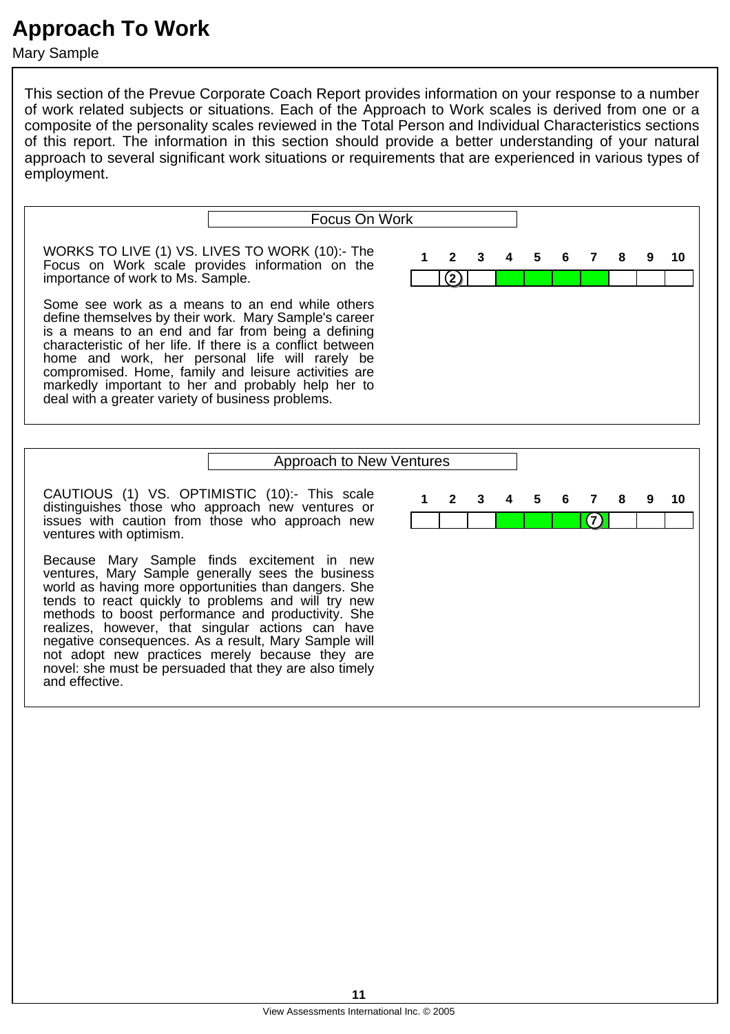# Approach To Work

Mary Sample

This section of the Prevue Corporate Coach Report provides information on your response to a number of work related subjects or situations. Each of the Approach to Work scales is derived from one or a composite of the personality scales reviewed in the Total Person and Individual Characteristics sections of this report. The information in this section should provide a better understanding of your natural approach to several significant work situations or requirements that are experienced in various types of employment.

## Focus On Work

WORKS TO LIVE (1) VS. LIVES TO WORK (10):- The Focus on Work scale provides information on the importance of work to Ms. Sample.

| 1 | 2 | 3 | 4 | 5 | 6 | 7 | 8 | 9 | 10 |
|---|---|---|---|---|---|---|---|---|---|
| | 2 | | | | | | | | |

Some see work as a means to an end while others define themselves by their work. Mary Sample's career is a means to an end and far from being a defining characteristic of her life. If there is a conflict between home and work, her personal life will rarely be compromised. Home, family and leisure activities are markedly important to her and probably help her to deal with a greater variety of business problems.

## Approach to New Ventures

CAUTIOUS (1) VS. OPTIMISTIC (10):- This scale distinguishes those who approach new ventures or issues with caution from those who approach new ventures with optimism.

| 1 | 2 | 3 | 4 | 5 | 6 | 7 | 8 | 9 | 10 |
|---|---|---|---|---|---|---|---|---|---|
| | | | | | | 7 | | | |

Because Mary Sample finds excitement in new ventures, Mary Sample generally sees the business world as having more opportunities than dangers. She tends to react quickly to problems and will try new methods to boost performance and productivity. She realizes, however, that singular actions can have negative consequences. As a result, Mary Sample will not adopt new practices merely because they are novel: she must be persuaded that they are also timely and effective.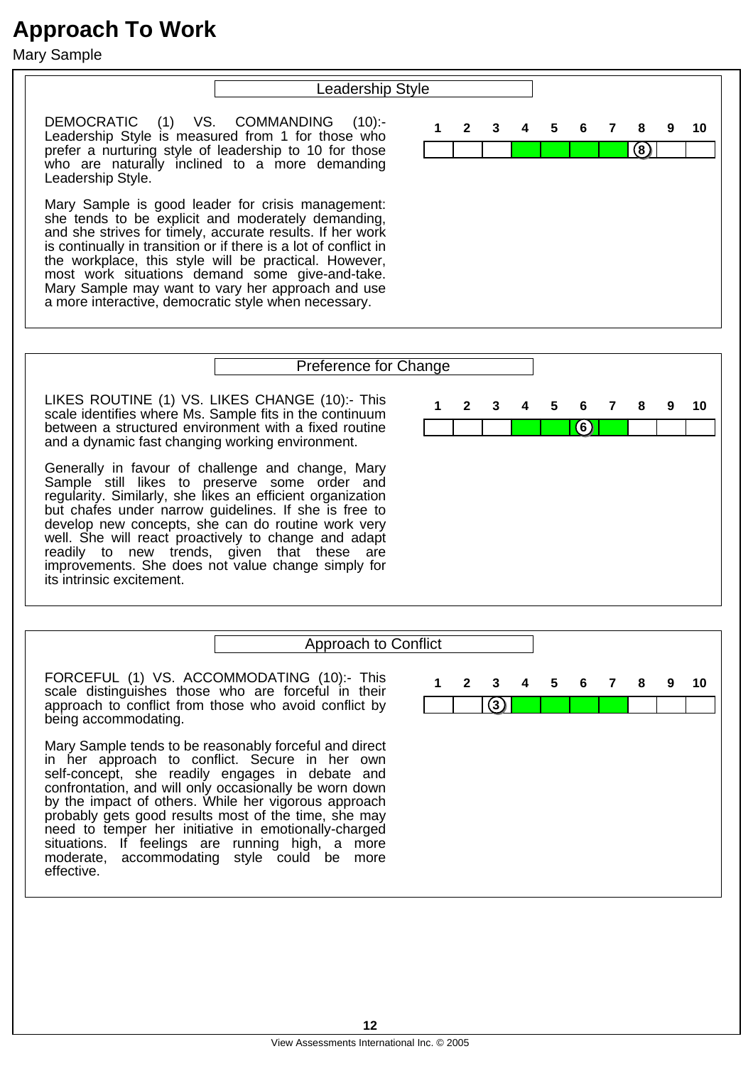# Approach To Work

Mary Sample

## Leadership Style

DEMOCRATIC (1) VS. COMMANDING (10):- Leadership Style is measured from 1 for those who prefer a nurturing style of leadership to 10 for those who are naturally inclined to a more demanding Leadership Style.

| 1 | 2 | 3 | 4 | 5 | 6 | 7 | 8 | 9 | 10 |
|---|---|---|---|---|---|---|---|---|---|
| | | | | | | | (8) | | |

Mary Sample is good leader for crisis management: she tends to be explicit and moderately demanding, and she strives for timely, accurate results. If her work is continually in transition or if there is a lot of conflict in the workplace, this style will be practical. However, most work situations demand some give-and-take. Mary Sample may want to vary her approach and use a more interactive, democratic style when necessary.

## Preference for Change

LIKES ROUTINE (1) VS. LIKES CHANGE (10):- This scale identifies where Ms. Sample fits in the continuum between a structured environment with a fixed routine and a dynamic fast changing working environment.

| 1 | 2 | 3 | 4 | 5 | 6 | 7 | 8 | 9 | 10 |
|---|---|---|---|---|---|---|---|---|---|
| | | | | | (6) | | | | |

Generally in favour of challenge and change, Mary Sample still likes to preserve some order and regularity. Similarly, she likes an efficient organization but chafes under narrow guidelines. If she is free to develop new concepts, she can do routine work very well. She will react proactively to change and adapt readily to new trends, given that these are improvements. She does not value change simply for its intrinsic excitement.

## Approach to Conflict

FORCEFUL (1) VS. ACCOMMODATING (10):- This scale distinguishes those who are forceful in their approach to conflict from those who avoid conflict by being accommodating.

| 1 | 2 | 3 | 4 | 5 | 6 | 7 | 8 | 9 | 10 |
|---|---|---|---|---|---|---|---|---|---|
| | | (3) | | | | | | | |

Mary Sample tends to be reasonably forceful and direct in her approach to conflict. Secure in her own self-concept, she readily engages in debate and confrontation, and will only occasionally be worn down by the impact of others. While her vigorous approach probably gets good results most of the time, she may need to temper her initiative in emotionally-charged situations. If feelings are running high, a more moderate, accommodating style could be more effective.

View Assessments International Inc. © 2005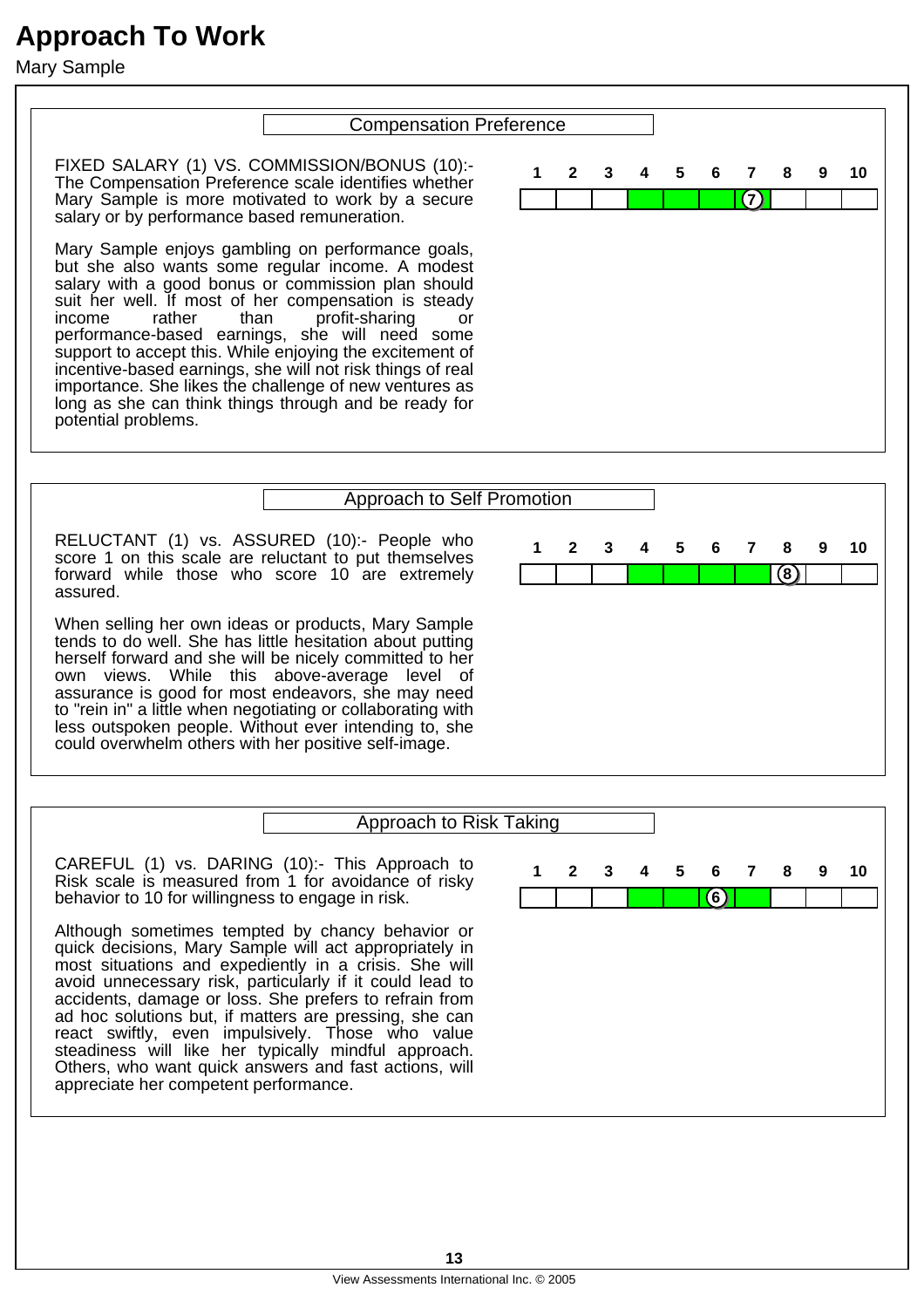# Approach To Work

Mary Sample

## Compensation Preference

FIXED SALARY (1) VS. COMMISSION/BONUS (10):- The Compensation Preference scale identifies whether Mary Sample is more motivated to work by a secure salary or by performance based remuneration.

| 1 | 2 | 3 | 4 | 5 | 6 | 7 | 8 | 9 | 10 |
|---|---|---|---|---|---|---|---|---|---|
| | | | | | | 7 | | | |

Mary Sample enjoys gambling on performance goals, but she also wants some regular income. A modest salary with a good bonus or commission plan should suit her well. If most of her compensation is steady income rather than profit-sharing or performance-based earnings, she will need some support to accept this. While enjoying the excitement of incentive-based earnings, she will not risk things of real importance. She likes the challenge of new ventures as long as she can think things through and be ready for potential problems.

## Approach to Self Promotion

RELUCTANT (1) vs. ASSURED (10):- People who score 1 on this scale are reluctant to put themselves forward while those who score 10 are extremely assured.

| 1 | 2 | 3 | 4 | 5 | 6 | 7 | 8 | 9 | 10 |
|---|---|---|---|---|---|---|---|---|---|
| | | | | | | | 8 | | |

When selling her own ideas or products, Mary Sample tends to do well. She has little hesitation about putting herself forward and she will be nicely committed to her own views. While this above-average level of assurance is good for most endeavors, she may need to "rein in" a little when negotiating or collaborating with less outspoken people. Without ever intending to, she could overwhelm others with her positive self-image.

## Approach to Risk Taking

CAREFUL (1) vs. DARING (10):- This Approach to Risk scale is measured from 1 for avoidance of risky behavior to 10 for willingness to engage in risk.

| 1 | 2 | 3 | 4 | 5 | 6 | 7 | 8 | 9 | 10 |
|---|---|---|---|---|---|---|---|---|---|
| | | | | | 6 | | | | |

Although sometimes tempted by chancy behavior or quick decisions, Mary Sample will act appropriately in most situations and expediently in a crisis. She will avoid unnecessary risk, particularly if it could lead to accidents, damage or loss. She prefers to refrain from ad hoc solutions but, if matters are pressing, she can react swiftly, even impulsively. Those who value steadiness will like her typically mindful approach. Others, who want quick answers and fast actions, will appreciate her competent performance.

View Assessments International Inc. © 2005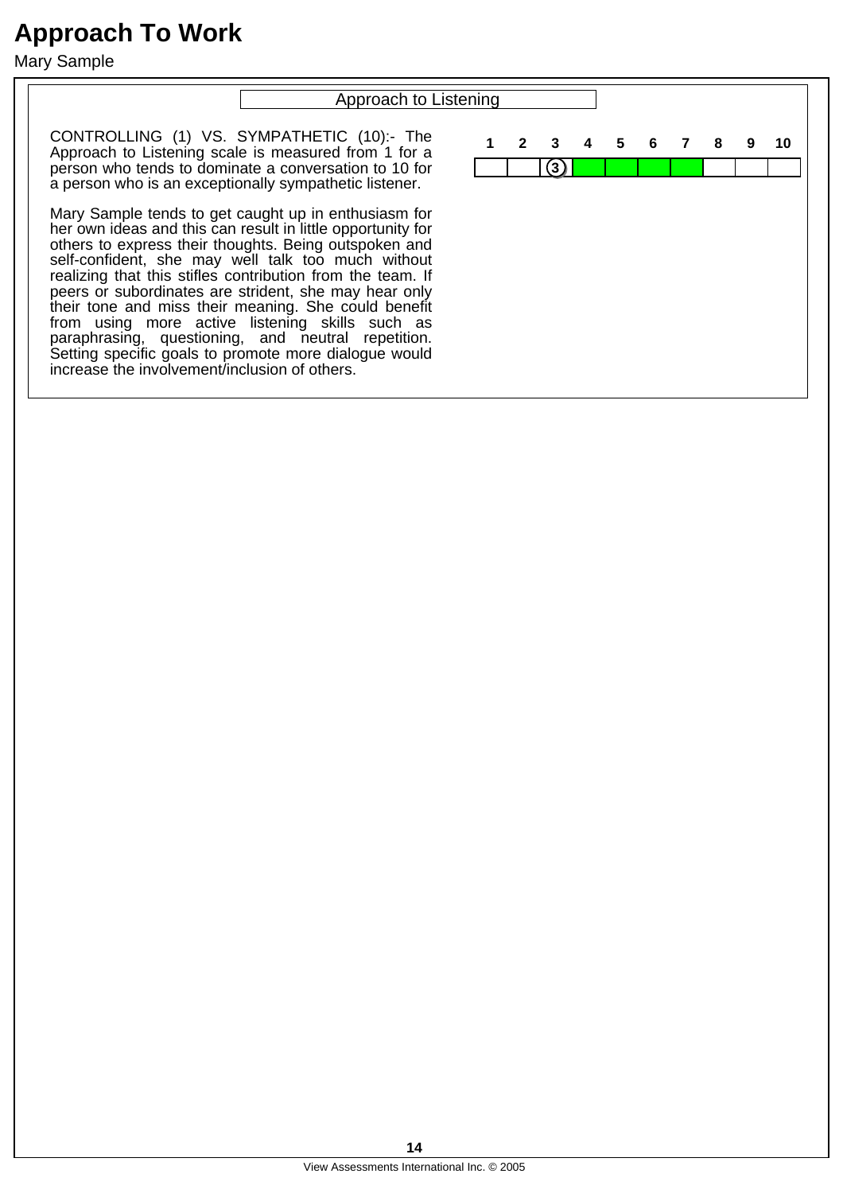# Approach To Work

Mary Sample

## Approach to Listening

CONTROLLING (1) VS. SYMPATHETIC (10):- The Approach to Listening scale is measured from 1 for a person who tends to dominate a conversation to 10 for a person who is an exceptionally sympathetic listener.

Mary Sample tends to get caught up in enthusiasm for her own ideas and this can result in little opportunity for others to express their thoughts. Being outspoken and self-confident, she may well talk too much without realizing that this stifles contribution from the team. If peers or subordinates are strident, she may hear only their tone and miss their meaning. She could benefit from using more active listening skills such as paraphrasing, questioning, and neutral repetition. Setting specific goals to promote more dialogue would increase the involvement/inclusion of others.

| 1 | 2 | 3 | 4 | 5 | 6 | 7 | 8 | 9 | 10 |
|---|---|---|---|---|---|---|---|---|---|
| | | 3 | | | | | | | |

View Assessments International Inc. © 2005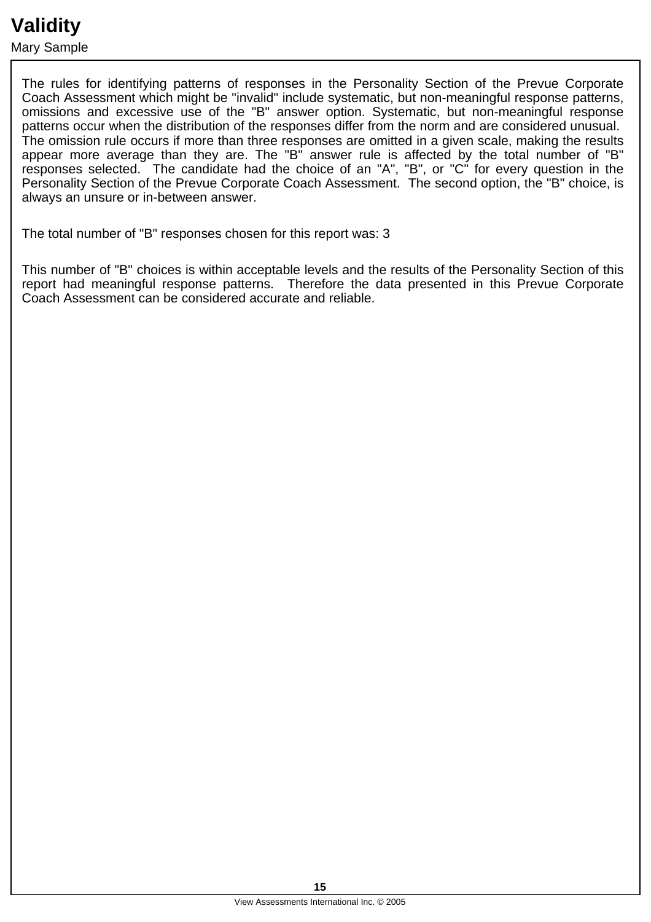# Validity

Mary Sample

The rules for identifying patterns of responses in the Personality Section of the Prevue Corporate Coach Assessment which might be "invalid" include systematic, but non-meaningful response patterns, omissions and excessive use of the "B" answer option. Systematic, but non-meaningful response patterns occur when the distribution of the responses differ from the norm and are considered unusual. The omission rule occurs if more than three responses are omitted in a given scale, making the results appear more average than they are. The "B" answer rule is affected by the total number of "B" responses selected. The candidate had the choice of an "A", "B", or "C" for every question in the Personality Section of the Prevue Corporate Coach Assessment. The second option, the "B" choice, is always an unsure or in-between answer.

The total number of "B" responses chosen for this report was: 3

This number of "B" choices is within acceptable levels and the results of the Personality Section of this report had meaningful response patterns. Therefore the data presented in this Prevue Corporate Coach Assessment can be considered accurate and reliable.